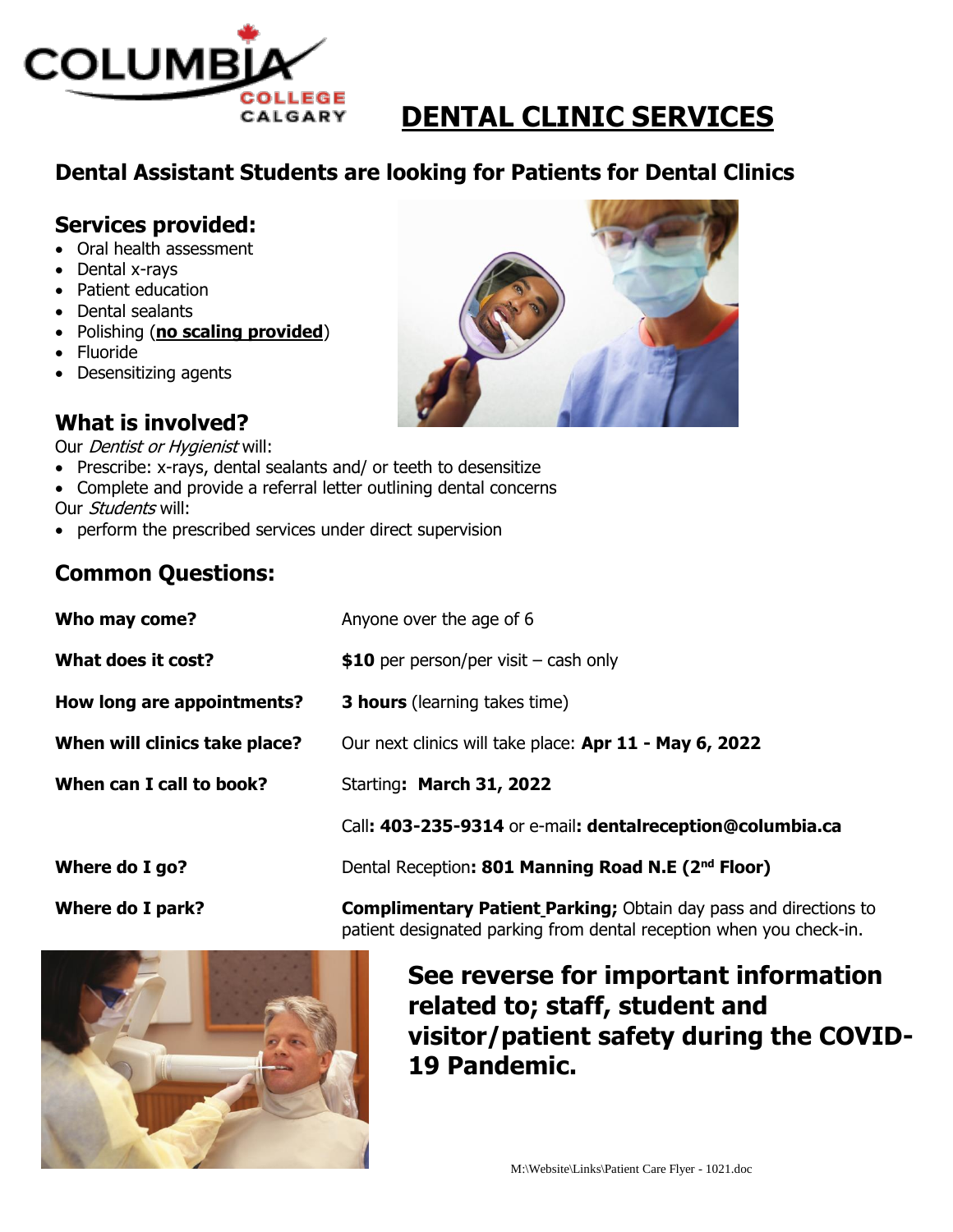# DENTAL CLINIC SERVICES

## Dental Assistant Students are looking for Patients for Dental Clinics

### Services provided:

- Oral health assessment
- Dental x-rays
- Patient education
- Dental sealants
- Polishing (**no scaling provided**)
- Fluoride
- Desensitizing agents

### What is involved?

Our *Dentist or Hygienist* will:

- Prescribe: x-rays, dental sealants and/ or teeth to desensitize
- Complete and provide a referral letter outlining dental concerns

Our *Students* will:

- perform the prescribed services under direct supervision

### Common Questions:

| | |
|---|---|
| **Who may come?** | Anyone over the age of 6 |
| **What does it cost?** | **$10** per person/per visit – cash only |
| **How long are appointments?** | **3 hours** (learning takes time) |
| **When will clinics take place?** | Our next clinics will take place: **Apr 11 - May 6, 2022** |
| **When can I call to book?** | Starting**: March 31, 2022** |
| | Call**: 403-235-9314** or e-mail**: dentalreception@columbia.ca** |
| **Where do I go?** | Dental Reception**: 801 Manning Road N.E (2nd Floor)** |
| **Where do I park?** | **Complimentary Patient Parking;** Obtain day pass and directions to patient designated parking from dental reception when you check-in. |

**See reverse for important information related to; staff, student and visitor/patient safety during the COVID-19 Pandemic.**

M:\Website\Links\Patient Care Flyer - 1021.doc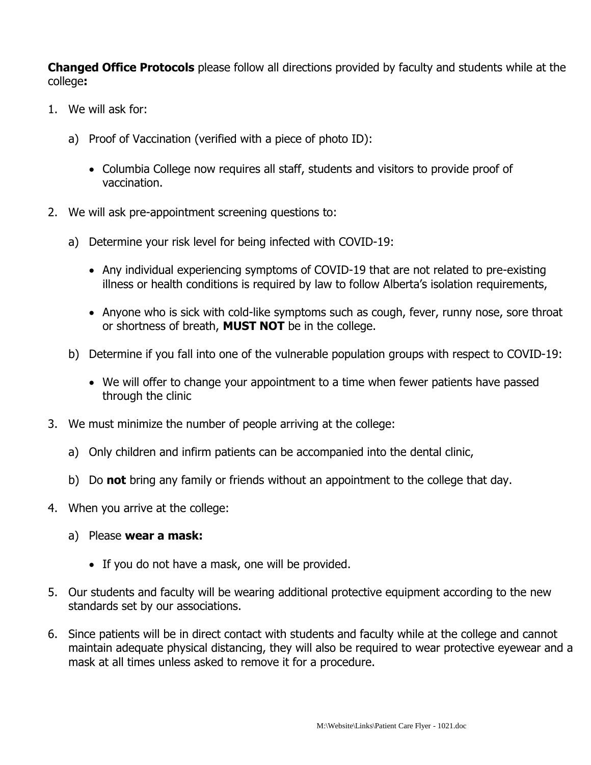**Changed Office Protocols** please follow all directions provided by faculty and students while at the college**:**

1. We will ask for:

   a) Proof of Vaccination (verified with a piece of photo ID):

      - Columbia College now requires all staff, students and visitors to provide proof of vaccination.

2. We will ask pre-appointment screening questions to:

   a) Determine your risk level for being infected with COVID-19:

      - Any individual experiencing symptoms of COVID-19 that are not related to pre-existing illness or health conditions is required by law to follow Alberta's isolation requirements,

      - Anyone who is sick with cold-like symptoms such as cough, fever, runny nose, sore throat or shortness of breath, **MUST NOT** be in the college.

   b) Determine if you fall into one of the vulnerable population groups with respect to COVID-19:

      - We will offer to change your appointment to a time when fewer patients have passed through the clinic

3. We must minimize the number of people arriving at the college:

   a) Only children and infirm patients can be accompanied into the dental clinic,

   b) Do **not** bring any family or friends without an appointment to the college that day.

4. When you arrive at the college:

   a) Please **wear a mask:**

      - If you do not have a mask, one will be provided.

5. Our students and faculty will be wearing additional protective equipment according to the new standards set by our associations.

6. Since patients will be in direct contact with students and faculty while at the college and cannot maintain adequate physical distancing, they will also be required to wear protective eyewear and a mask at all times unless asked to remove it for a procedure.

M:\Website\Links\Patient Care Flyer - 1021.doc